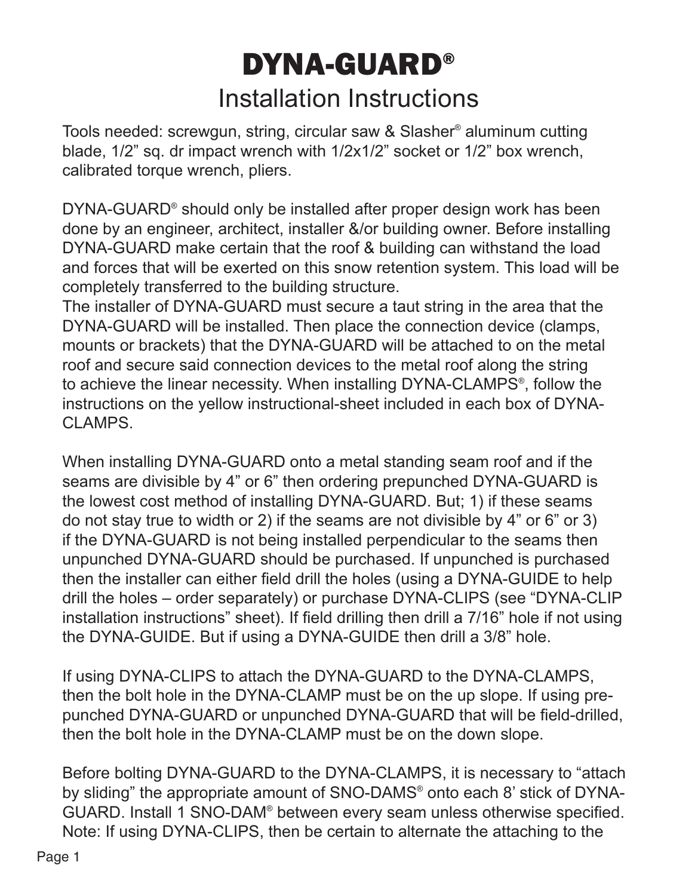# DYNA-GUARD®

## Installation Instructions

Tools needed: screwgun, string, circular saw & Slasher® aluminum cutting blade, 1/2" sq. dr impact wrench with 1/2x1/2" socket or 1/2" box wrench, calibrated torque wrench, pliers.

DYNA-GUARD® should only be installed after proper design work has been done by an engineer, architect, installer &/or building owner. Before installing DYNA-GUARD make certain that the roof & building can withstand the load and forces that will be exerted on this snow retention system. This load will be completely transferred to the building structure.
The installer of DYNA-GUARD must secure a taut string in the area that the DYNA-GUARD will be installed. Then place the connection device (clamps, mounts or brackets) that the DYNA-GUARD will be attached to on the metal roof and secure said connection devices to the metal roof along the string to achieve the linear necessity. When installing DYNA-CLAMPS®, follow the instructions on the yellow instructional-sheet included in each box of DYNA-CLAMPS.

When installing DYNA-GUARD onto a metal standing seam roof and if the seams are divisible by 4" or 6" then ordering prepunched DYNA-GUARD is the lowest cost method of installing DYNA-GUARD. But; 1) if these seams do not stay true to width or 2) if the seams are not divisible by 4" or 6" or 3) if the DYNA-GUARD is not being installed perpendicular to the seams then unpunched DYNA-GUARD should be purchased. If unpunched is purchased then the installer can either field drill the holes (using a DYNA-GUIDE to help drill the holes – order separately) or purchase DYNA-CLIPS (see "DYNA-CLIP installation instructions" sheet). If field drilling then drill a 7/16" hole if not using the DYNA-GUIDE. But if using a DYNA-GUIDE then drill a 3/8" hole.

If using DYNA-CLIPS to attach the DYNA-GUARD to the DYNA-CLAMPS, then the bolt hole in the DYNA-CLAMP must be on the up slope. If using pre-punched DYNA-GUARD or unpunched DYNA-GUARD that will be field-drilled, then the bolt hole in the DYNA-CLAMP must be on the down slope.

Before bolting DYNA-GUARD to the DYNA-CLAMPS, it is necessary to "attach by sliding" the appropriate amount of SNO-DAMS® onto each 8' stick of DYNA-GUARD. Install 1 SNO-DAM® between every seam unless otherwise specified. Note: If using DYNA-CLIPS, then be certain to alternate the attaching to the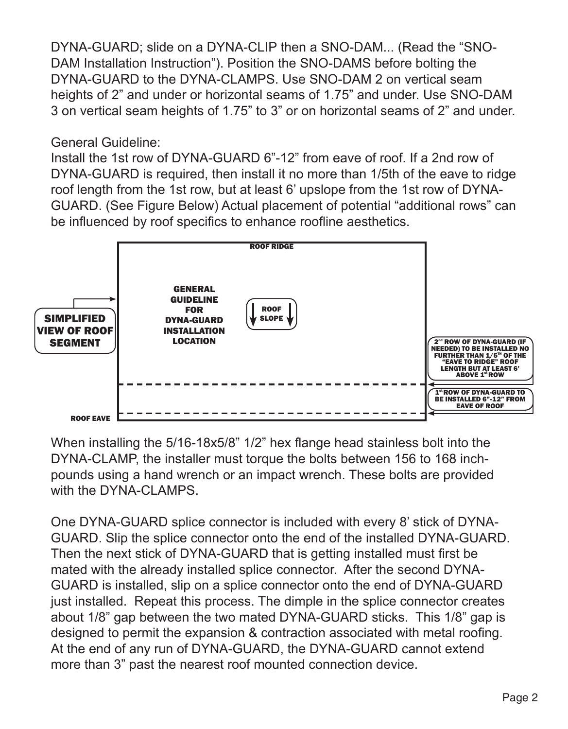DYNA-GUARD; slide on a DYNA-CLIP then a SNO-DAM... (Read the "SNO-DAM Installation Instruction"). Position the SNO-DAMS before bolting the DYNA-GUARD to the DYNA-CLAMPS. Use SNO-DAM 2 on vertical seam heights of 2" and under or horizontal seams of 1.75" and under. Use SNO-DAM 3 on vertical seam heights of 1.75" to 3" or on horizontal seams of 2" and under.

General Guideline:
Install the 1st row of DYNA-GUARD 6"-12" from eave of roof. If a 2nd row of DYNA-GUARD is required, then install it no more than 1/5th of the eave to ridge roof length from the 1st row, but at least 6' upslope from the 1st row of DYNA-GUARD. (See Figure Below) Actual placement of potential "additional rows" can be influenced by roof specifics to enhance roofline aesthetics.

ROOF RIDGE

SIMPLIFIED VIEW OF ROOF SEGMENT

GENERAL GUIDELINE FOR DYNA-GUARD INSTALLATION LOCATION

ROOF SLOPE

2nd ROW OF DYNA-GUARD (IF NEEDED) TO BE INSTALLED NO FURTHER THAN 1/5TH OF THE "EAVE TO RIDGE" ROOF LENGTH BUT AT LEAST 6' ABOVE 1st ROW

1st ROW OF DYNA-GUARD TO BE INSTALLED 6"-12" FROM EAVE OF ROOF

ROOF EAVE

When installing the 5/16-18x5/8" 1/2" hex flange head stainless bolt into the DYNA-CLAMP, the installer must torque the bolts between 156 to 168 inch-pounds using a hand wrench or an impact wrench. These bolts are provided with the DYNA-CLAMPS.

One DYNA-GUARD splice connector is included with every 8' stick of DYNA-GUARD. Slip the splice connector onto the end of the installed DYNA-GUARD. Then the next stick of DYNA-GUARD that is getting installed must first be mated with the already installed splice connector. After the second DYNA-GUARD is installed, slip on a splice connector onto the end of DYNA-GUARD just installed. Repeat this process. The dimple in the splice connector creates about 1/8" gap between the two mated DYNA-GUARD sticks. This 1/8" gap is designed to permit the expansion & contraction associated with metal roofing. At the end of any run of DYNA-GUARD, the DYNA-GUARD cannot extend more than 3" past the nearest roof mounted connection device.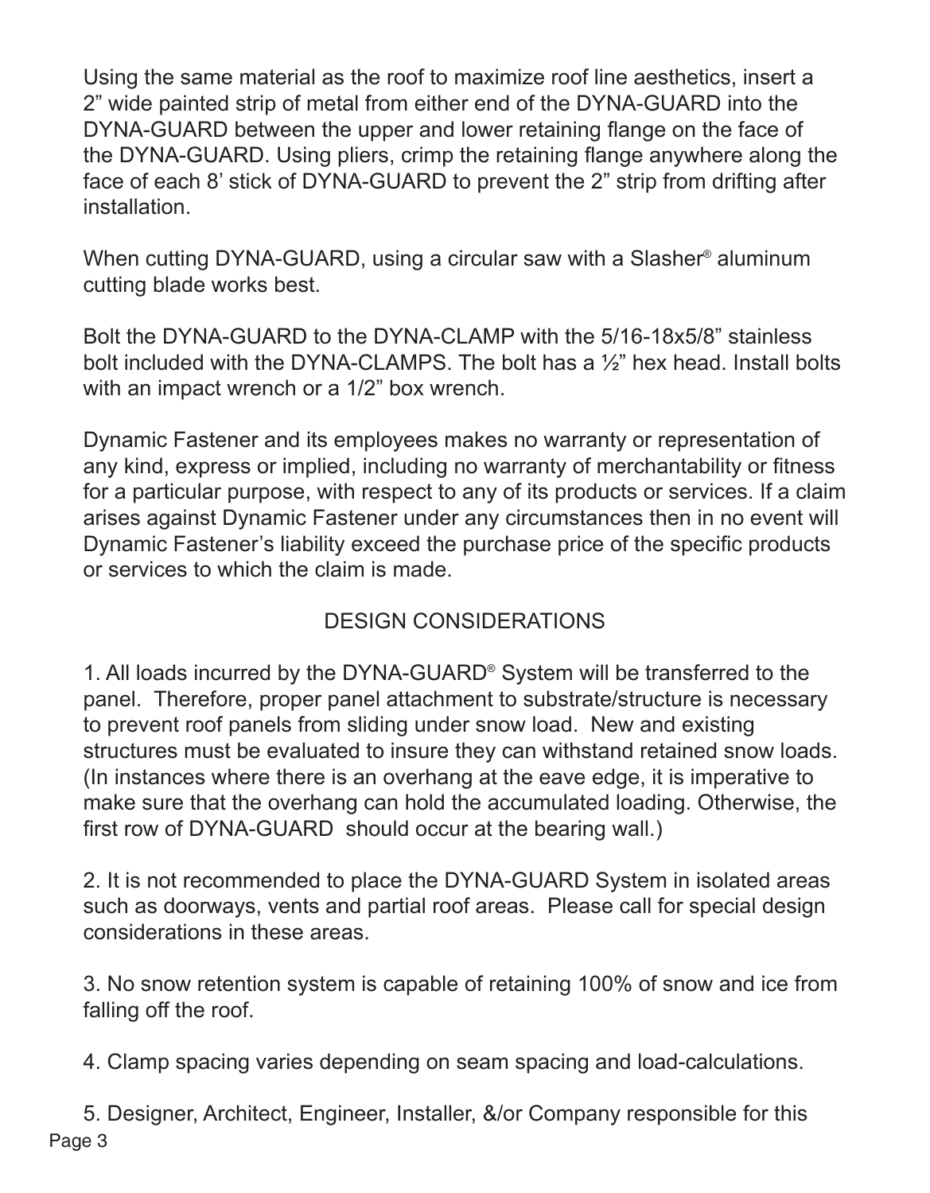Using the same material as the roof to maximize roof line aesthetics, insert a 2" wide painted strip of metal from either end of the DYNA-GUARD into the DYNA-GUARD between the upper and lower retaining flange on the face of the DYNA-GUARD. Using pliers, crimp the retaining flange anywhere along the face of each 8' stick of DYNA-GUARD to prevent the 2" strip from drifting after installation.

When cutting DYNA-GUARD, using a circular saw with a Slasher® aluminum cutting blade works best.

Bolt the DYNA-GUARD to the DYNA-CLAMP with the 5/16-18x5/8" stainless bolt included with the DYNA-CLAMPS. The bolt has a ½" hex head. Install bolts with an impact wrench or a 1/2" box wrench.

Dynamic Fastener and its employees makes no warranty or representation of any kind, express or implied, including no warranty of merchantability or fitness for a particular purpose, with respect to any of its products or services. If a claim arises against Dynamic Fastener under any circumstances then in no event will Dynamic Fastener's liability exceed the purchase price of the specific products or services to which the claim is made.

## DESIGN CONSIDERATIONS

1. All loads incurred by the DYNA-GUARD® System will be transferred to the panel. Therefore, proper panel attachment to substrate/structure is necessary to prevent roof panels from sliding under snow load. New and existing structures must be evaluated to insure they can withstand retained snow loads. (In instances where there is an overhang at the eave edge, it is imperative to make sure that the overhang can hold the accumulated loading. Otherwise, the first row of DYNA-GUARD should occur at the bearing wall.)

2. It is not recommended to place the DYNA-GUARD System in isolated areas such as doorways, vents and partial roof areas. Please call for special design considerations in these areas.

3. No snow retention system is capable of retaining 100% of snow and ice from falling off the roof.

4. Clamp spacing varies depending on seam spacing and load-calculations.

5. Designer, Architect, Engineer, Installer, &/or Company responsible for this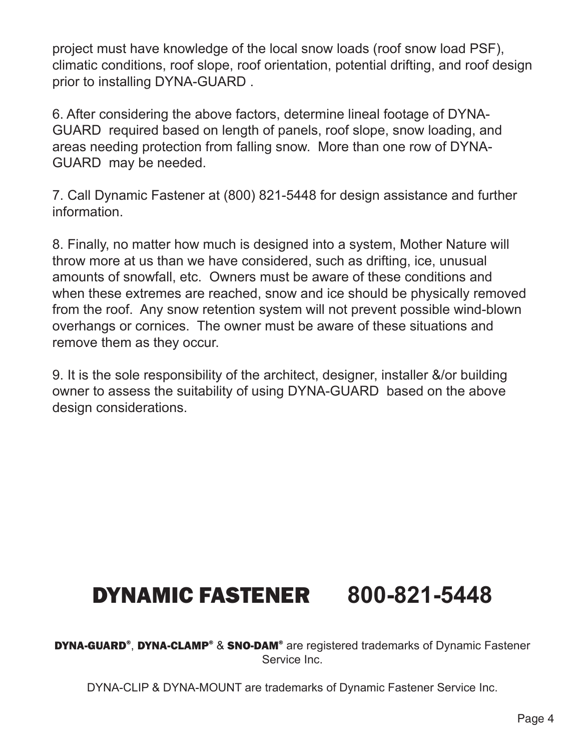project must have knowledge of the local snow loads (roof snow load PSF), climatic conditions, roof slope, roof orientation, potential drifting, and roof design prior to installing DYNA-GUARD .

6. After considering the above factors, determine lineal footage of DYNA-GUARD required based on length of panels, roof slope, snow loading, and areas needing protection from falling snow. More than one row of DYNA-GUARD may be needed.

7. Call Dynamic Fastener at (800) 821-5448 for design assistance and further information.

8. Finally, no matter how much is designed into a system, Mother Nature will throw more at us than we have considered, such as drifting, ice, unusual amounts of snowfall, etc. Owners must be aware of these conditions and when these extremes are reached, snow and ice should be physically removed from the roof. Any snow retention system will not prevent possible wind-blown overhangs or cornices. The owner must be aware of these situations and remove them as they occur.

9. It is the sole responsibility of the architect, designer, installer &/or building owner to assess the suitability of using DYNA-GUARD based on the above design considerations.

# DYNAMIC FASTENER 800-821-5448

**DYNA-GUARD®**, **DYNA-CLAMP®** & **SNO-DAM®** are registered trademarks of Dynamic Fastener Service Inc.

DYNA-CLIP & DYNA-MOUNT are trademarks of Dynamic Fastener Service Inc.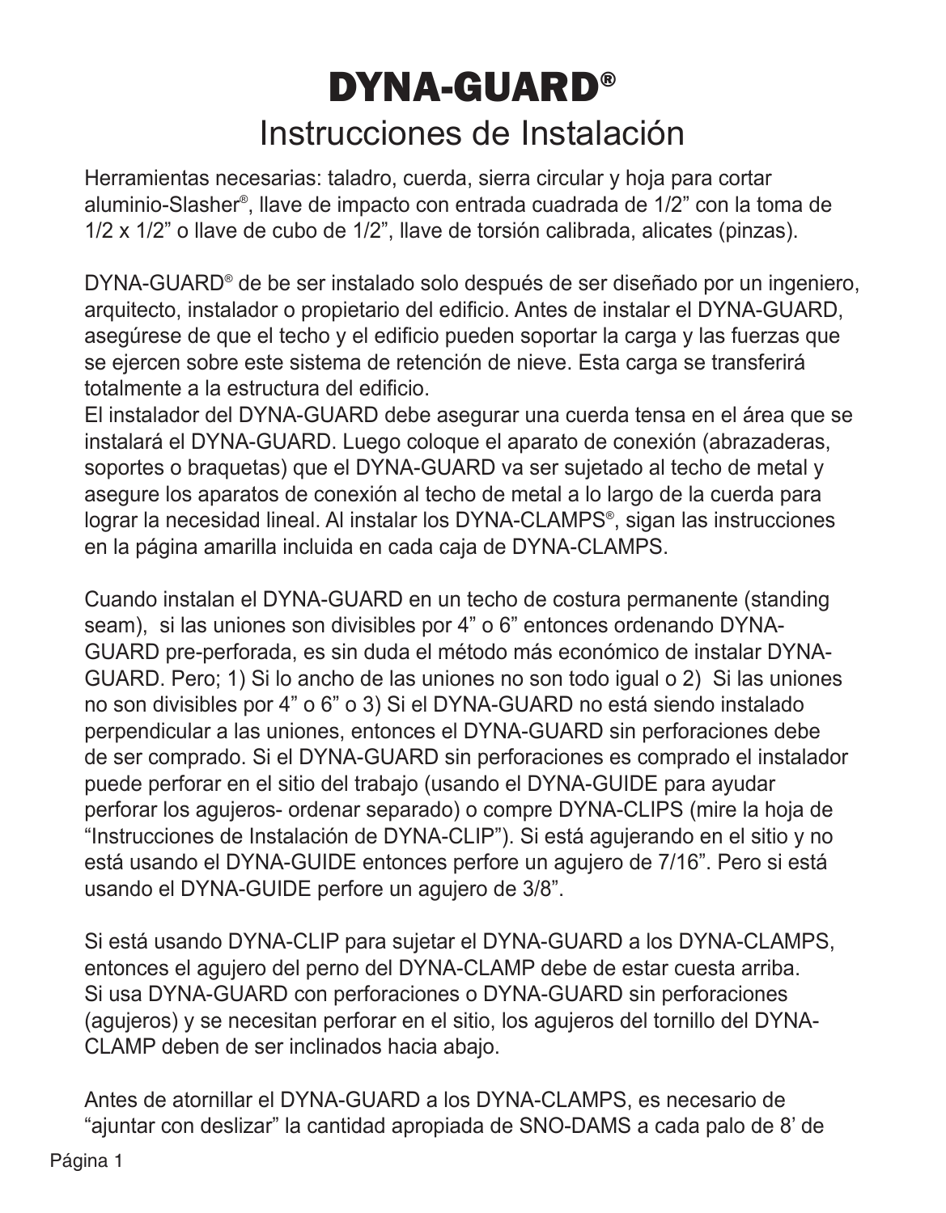# DYNA-GUARD®

## Instrucciones de Instalación

Herramientas necesarias: taladro, cuerda, sierra circular y hoja para cortar aluminio-Slasher®, llave de impacto con entrada cuadrada de 1/2" con la toma de 1/2 x 1/2" o llave de cubo de 1/2", llave de torsión calibrada, alicates (pinzas).

DYNA-GUARD® de be ser instalado solo después de ser diseñado por un ingeniero, arquitecto, instalador o propietario del edificio. Antes de instalar el DYNA-GUARD, asegúrese de que el techo y el edificio pueden soportar la carga y las fuerzas que se ejercen sobre este sistema de retención de nieve. Esta carga se transferirá totalmente a la estructura del edificio.
El instalador del DYNA-GUARD debe asegurar una cuerda tensa en el área que se instalará el DYNA-GUARD. Luego coloque el aparato de conexión (abrazaderas, soportes o braquetas) que el DYNA-GUARD va ser sujetado al techo de metal y asegure los aparatos de conexión al techo de metal a lo largo de la cuerda para lograr la necesidad lineal. Al instalar los DYNA-CLAMPS®, sigan las instrucciones en la página amarilla incluida en cada caja de DYNA-CLAMPS.

Cuando instalan el DYNA-GUARD en un techo de costura permanente (standing seam), si las uniones son divisibles por 4" o 6" entonces ordenando DYNA-GUARD pre-perforada, es sin duda el método más económico de instalar DYNA-GUARD. Pero; 1) Si lo ancho de las uniones no son todo igual o 2) Si las uniones no son divisibles por 4" o 6" o 3) Si el DYNA-GUARD no está siendo instalado perpendicular a las uniones, entonces el DYNA-GUARD sin perforaciones debe de ser comprado. Si el DYNA-GUARD sin perforaciones es comprado el instalador puede perforar en el sitio del trabajo (usando el DYNA-GUIDE para ayudar perforar los agujeros- ordenar separado) o compre DYNA-CLIPS (mire la hoja de "Instrucciones de Instalación de DYNA-CLIP"). Si está agujerando en el sitio y no está usando el DYNA-GUIDE entonces perfore un agujero de 7/16". Pero si está usando el DYNA-GUIDE perfore un agujero de 3/8".

Si está usando DYNA-CLIP para sujetar el DYNA-GUARD a los DYNA-CLAMPS, entonces el agujero del perno del DYNA-CLAMP debe de estar cuesta arriba.
Si usa DYNA-GUARD con perforaciones o DYNA-GUARD sin perforaciones (agujeros) y se necesitan perforar en el sitio, los agujeros del tornillo del DYNA-CLAMP deben de ser inclinados hacia abajo.

Antes de atornillar el DYNA-GUARD a los DYNA-CLAMPS, es necesario de "ajuntar con deslizar" la cantidad apropiada de SNO-DAMS a cada palo de 8' de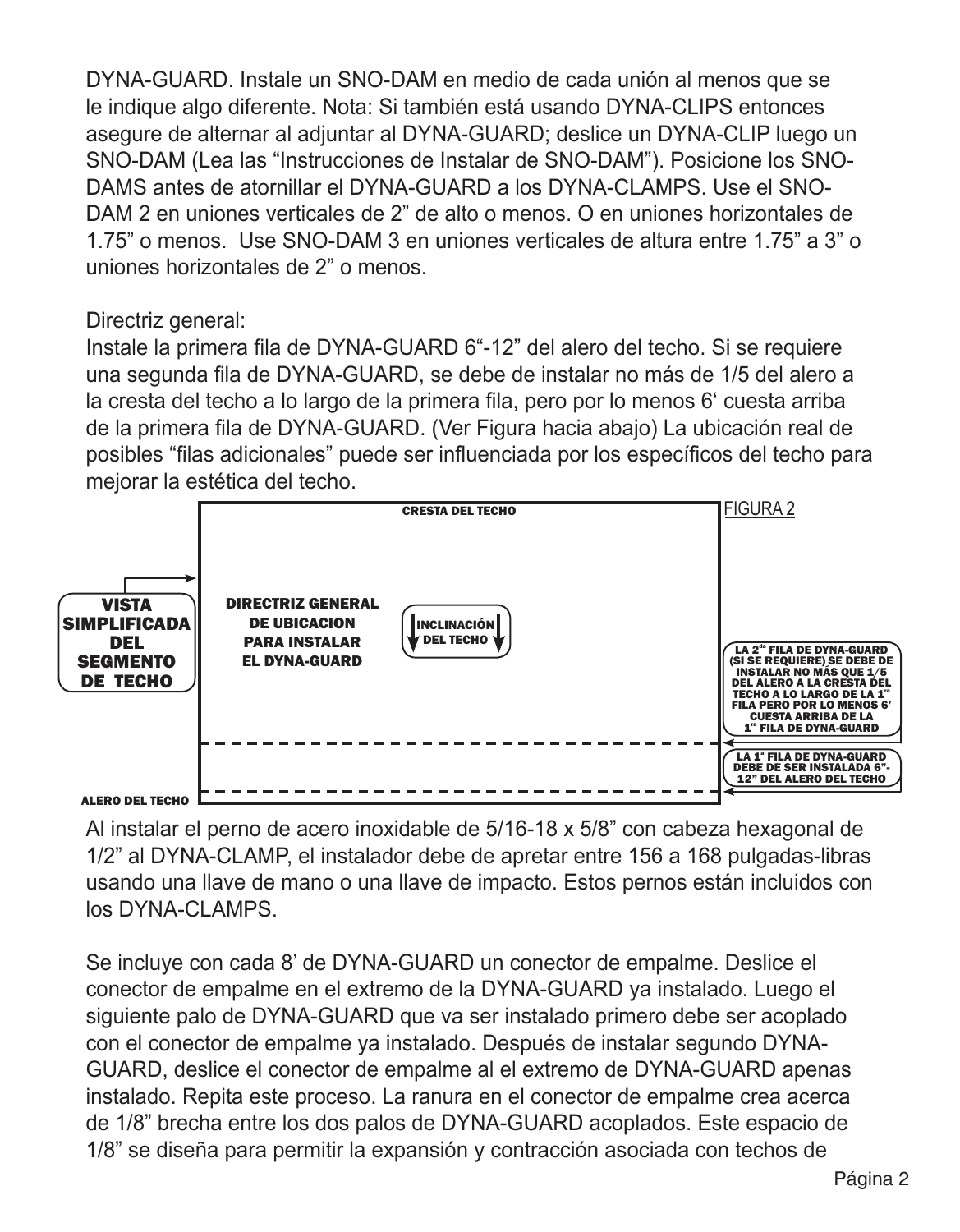DYNA-GUARD. Instale un SNO-DAM en medio de cada unión al menos que se le indique algo diferente. Nota: Si también está usando DYNA-CLIPS entonces asegure de alternar al adjuntar al DYNA-GUARD; deslice un DYNA-CLIP luego un SNO-DAM (Lea las “Instrucciones de Instalar de SNO-DAM”). Posicione los SNO-DAMS antes de atornillar el DYNA-GUARD a los DYNA-CLAMPS. Use el SNO-DAM 2 en uniones verticales de 2” de alto o menos. O en uniones horizontales de 1.75” o menos. Use SNO-DAM 3 en uniones verticales de altura entre 1.75” a 3” o uniones horizontales de 2” o menos.

Directriz general:
Instale la primera fila de DYNA-GUARD 6“-12” del alero del techo. Si se requiere una segunda fila de DYNA-GUARD, se debe de instalar no más de 1/5 del alero a la cresta del techo a lo largo de la primera fila, pero por lo menos 6‘ cuesta arriba de la primera fila de DYNA-GUARD. (Ver Figura hacia abajo) La ubicación real de posibles “filas adicionales” puede ser influenciada por los específicos del techo para mejorar la estética del techo.

FIGURA 2

CRESTA DEL TECHO

VISTA SIMPLIFICADA DEL SEGMENTO DE TECHO

DIRECTRIZ GENERAL DE UBICACION PARA INSTALAR EL DYNA-GUARD

INCLINACIÓN DEL TECHO

LA 2da FILA DE DYNA-GUARD (SI SE REQUIERE) SE DEBE DE INSTALAR NO MÁS QUE 1/5 DEL ALERO A LA CRESTA DEL TECHO A LO LARGO DE LA 1ra FILA PERO POR LO MENOS 6’ CUESTA ARRIBA DE LA 1ra FILA DE DYNA-GUARD

LA 1ra FILA DE DYNA-GUARD DEBE DE SER INSTALADA 6”-12” DEL ALERO DEL TECHO

ALERO DEL TECHO

Al instalar el perno de acero inoxidable de 5/16-18 x 5/8” con cabeza hexagonal de 1/2” al DYNA-CLAMP, el instalador debe de apretar entre 156 a 168 pulgadas-libras usando una llave de mano o una llave de impacto. Estos pernos están incluidos con los DYNA-CLAMPS.

Se incluye con cada 8’ de DYNA-GUARD un conector de empalme. Deslice el conector de empalme en el extremo de la DYNA-GUARD ya instalado. Luego el siguiente palo de DYNA-GUARD que va ser instalado primero debe ser acoplado con el conector de empalme ya instalado. Después de instalar segundo DYNA-GUARD, deslice el conector de empalme al el extremo de DYNA-GUARD apenas instalado. Repita este proceso. La ranura en el conector de empalme crea acerca de 1/8” brecha entre los dos palos de DYNA-GUARD acoplados. Este espacio de 1/8” se diseña para permitir la expansión y contracción asociada con techos de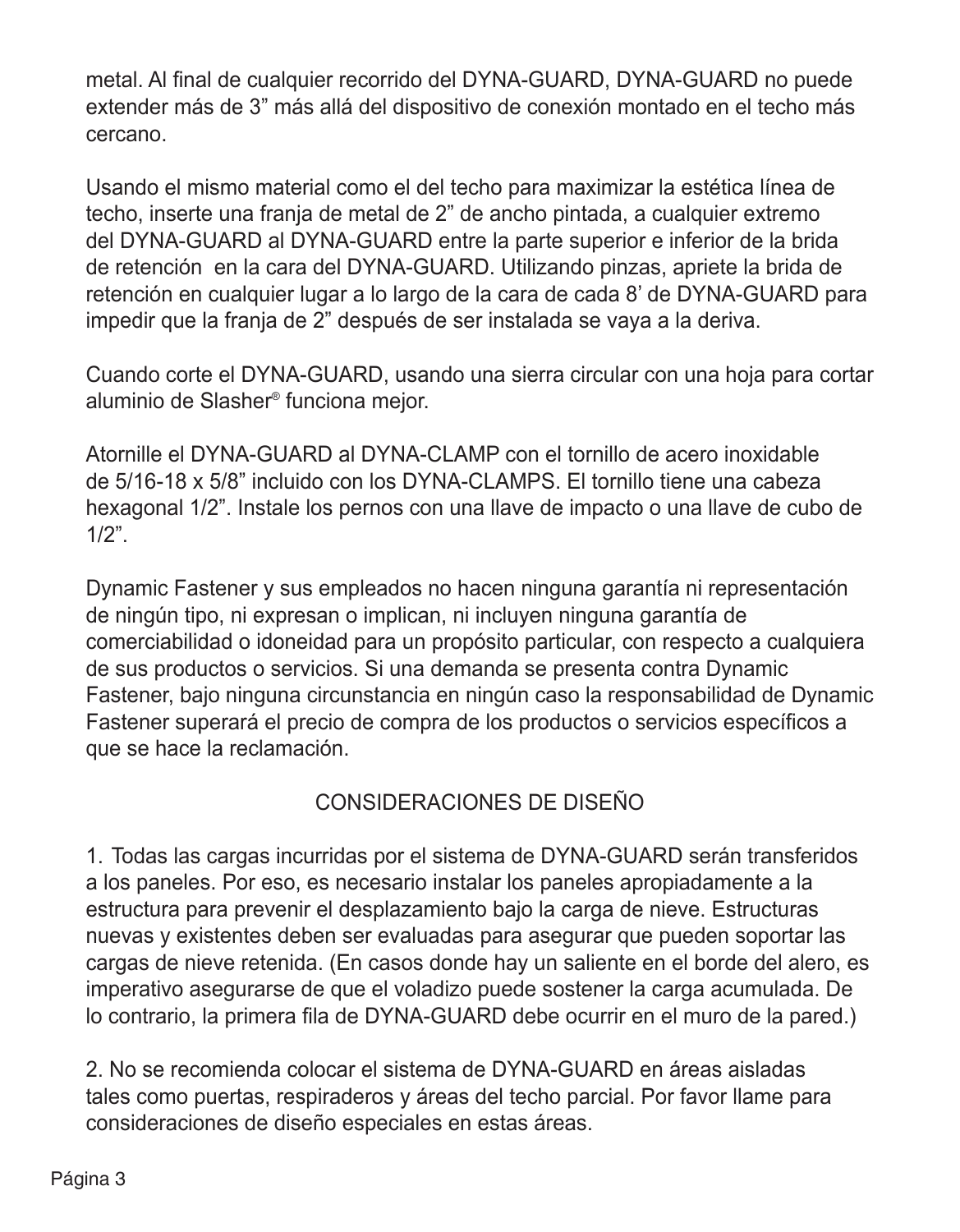metal. Al final de cualquier recorrido del DYNA-GUARD, DYNA-GUARD no puede extender más de 3” más allá del dispositivo de conexión montado en el techo más cercano.

Usando el mismo material como el del techo para maximizar la estética línea de techo, inserte una franja de metal de 2” de ancho pintada, a cualquier extremo del DYNA-GUARD al DYNA-GUARD entre la parte superior e inferior de la brida de retención en la cara del DYNA-GUARD. Utilizando pinzas, apriete la brida de retención en cualquier lugar a lo largo de la cara de cada 8’ de DYNA-GUARD para impedir que la franja de 2” después de ser instalada se vaya a la deriva.

Cuando corte el DYNA-GUARD, usando una sierra circular con una hoja para cortar aluminio de Slasher® funciona mejor.

Atornille el DYNA-GUARD al DYNA-CLAMP con el tornillo de acero inoxidable de 5/16-18 x 5/8” incluido con los DYNA-CLAMPS. El tornillo tiene una cabeza hexagonal 1/2”. Instale los pernos con una llave de impacto o una llave de cubo de 1/2”.

Dynamic Fastener y sus empleados no hacen ninguna garantía ni representación de ningún tipo, ni expresan o implican, ni incluyen ninguna garantía de comerciabilidad o idoneidad para un propósito particular, con respecto a cualquiera de sus productos o servicios. Si una demanda se presenta contra Dynamic Fastener, bajo ninguna circunstancia en ningún caso la responsabilidad de Dynamic Fastener superará el precio de compra de los productos o servicios específicos a que se hace la reclamación.

## CONSIDERACIONES DE DISEÑO

1. Todas las cargas incurridas por el sistema de DYNA-GUARD serán transferidos a los paneles. Por eso, es necesario instalar los paneles apropiadamente a la estructura para prevenir el desplazamiento bajo la carga de nieve. Estructuras nuevas y existentes deben ser evaluadas para asegurar que pueden soportar las cargas de nieve retenida. (En casos donde hay un saliente en el borde del alero, es imperativo asegurarse de que el voladizo puede sostener la carga acumulada. De lo contrario, la primera fila de DYNA-GUARD debe ocurrir en el muro de la pared.)

2. No se recomienda colocar el sistema de DYNA-GUARD en áreas aisladas tales como puertas, respiraderos y áreas del techo parcial. Por favor llame para consideraciones de diseño especiales en estas áreas.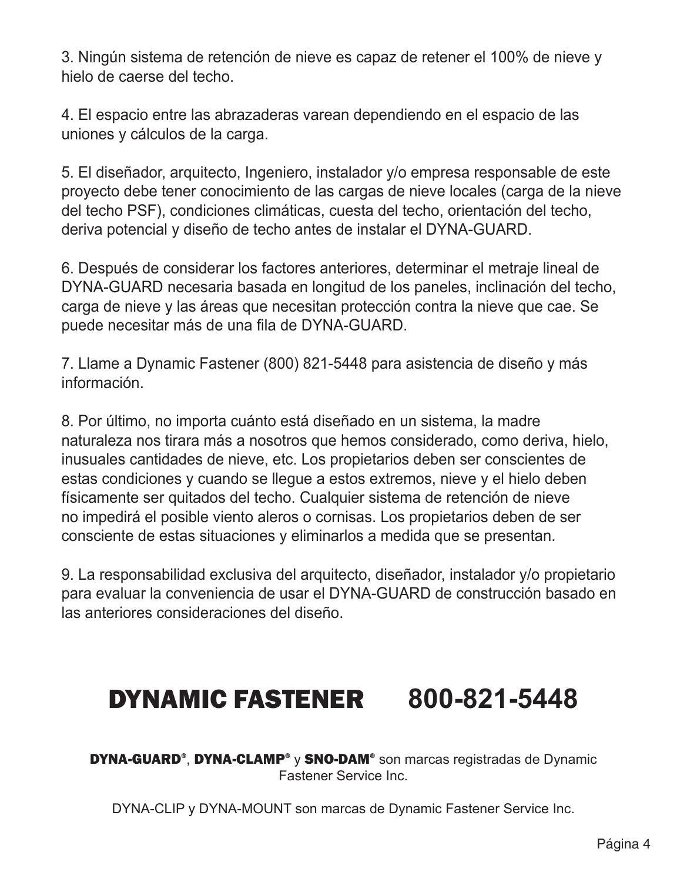3. Ningún sistema de retención de nieve es capaz de retener el 100% de nieve y hielo de caerse del techo.

4. El espacio entre las abrazaderas varean dependiendo en el espacio de las uniones y cálculos de la carga.

5. El diseñador, arquitecto, Ingeniero, instalador y/o empresa responsable de este proyecto debe tener conocimiento de las cargas de nieve locales (carga de la nieve del techo PSF), condiciones climáticas, cuesta del techo, orientación del techo, deriva potencial y diseño de techo antes de instalar el DYNA-GUARD.

6. Después de considerar los factores anteriores, determinar el metraje lineal de DYNA-GUARD necesaria basada en longitud de los paneles, inclinación del techo, carga de nieve y las áreas que necesitan protección contra la nieve que cae. Se puede necesitar más de una fila de DYNA-GUARD.

7. Llame a Dynamic Fastener (800) 821-5448 para asistencia de diseño y más información.

8. Por último, no importa cuánto está diseñado en un sistema, la madre naturaleza nos tirara más a nosotros que hemos considerado, como deriva, hielo, inusuales cantidades de nieve, etc. Los propietarios deben ser conscientes de estas condiciones y cuando se llegue a estos extremos, nieve y el hielo deben físicamente ser quitados del techo. Cualquier sistema de retención de nieve no impedirá el posible viento aleros o cornisas. Los propietarios deben de ser consciente de estas situaciones y eliminarlos a medida que se presentan.

9. La responsabilidad exclusiva del arquitecto, diseñador, instalador y/o propietario para evaluar la conveniencia de usar el DYNA-GUARD de construcción basado en las anteriores consideraciones del diseño.

# DYNAMIC FASTENER 800-821-5448

**DYNA-GUARD®**, **DYNA-CLAMP®** y **SNO-DAM®** son marcas registradas de Dynamic Fastener Service Inc.

DYNA-CLIP y DYNA-MOUNT son marcas de Dynamic Fastener Service Inc.